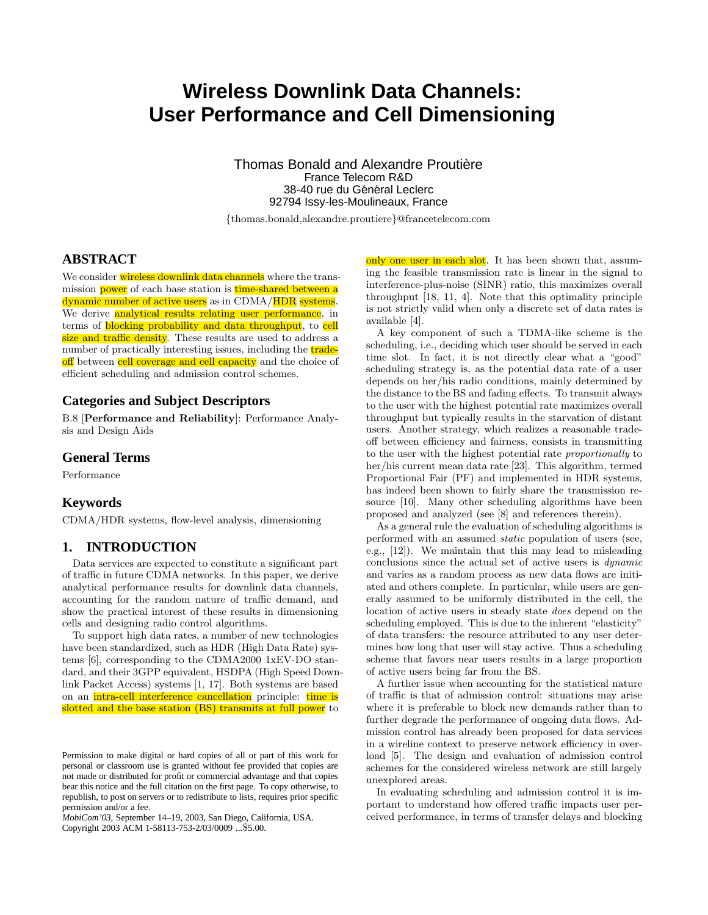# Wireless Downlink Data Channels: User Performance and Cell Dimensioning

Thomas Bonald and Alexandre Proutière
France Telecom R&D
38-40 rue du Général Leclerc
92794 Issy-les-Moulineaux, France

{thomas.bonald,alexandre.proutiere}@francetelecom.com

## ABSTRACT

We consider wireless downlink data channels where the transmission power of each base station is time-shared between a dynamic number of active users as in CDMA/HDR systems. We derive analytical results relating user performance, in terms of blocking probability and data throughput, to cell size and traffic density. These results are used to address a number of practically interesting issues, including the trade-off between cell coverage and cell capacity and the choice of efficient scheduling and admission control schemes.

## Categories and Subject Descriptors

B.8 [**Performance and Reliability**]: Performance Analysis and Design Aids

## General Terms

Performance

## Keywords

CDMA/HDR systems, flow-level analysis, dimensioning

## 1. INTRODUCTION

Data services are expected to constitute a significant part of traffic in future CDMA networks. In this paper, we derive analytical performance results for downlink data channels, accounting for the random nature of traffic demand, and show the practical interest of these results in dimensioning cells and designing radio control algorithms.

To support high data rates, a number of new technologies have been standardized, such as HDR (High Data Rate) systems [6], corresponding to the CDMA2000 1xEV-DO standard, and their 3GPP equivalent, HSDPA (High Speed Downlink Packet Access) systems [1, 17]. Both systems are based on an intra-cell interference cancellation principle: time is slotted and the base station (BS) transmits at full power to only one user in each slot. It has been shown that, assuming the feasible transmission rate is linear in the signal to interference-plus-noise (SINR) ratio, this maximizes overall throughput [18, 11, 4]. Note that this optimality principle is not strictly valid when only a discrete set of data rates is available [4].

A key component of such a TDMA-like scheme is the scheduling, i.e., deciding which user should be served in each time slot. In fact, it is not directly clear what a "good" scheduling strategy is, as the potential data rate of a user depends on her/his radio conditions, mainly determined by the distance to the BS and fading effects. To transmit always to the user with the highest potential rate maximizes overall throughput but typically results in the starvation of distant users. Another strategy, which realizes a reasonable trade-off between efficiency and fairness, consists in transmitting to the user with the highest potential rate *proportionally* to her/his current mean data rate [23]. This algorithm, termed Proportional Fair (PF) and implemented in HDR systems, has indeed been shown to fairly share the transmission resource [10]. Many other scheduling algorithms have been proposed and analyzed (see [8] and references therein).

As a general rule the evaluation of scheduling algorithms is performed with an assumed *static* population of users (see, e.g., [12]). We maintain that this may lead to misleading conclusions since the actual set of active users is *dynamic* and varies as a random process as new data flows are initiated and others complete. In particular, while users are generally assumed to be uniformly distributed in the cell, the location of active users in steady state *does* depend on the scheduling employed. This is due to the inherent "elasticity" of data transfers: the resource attributed to any user determines how long that user will stay active. Thus a scheduling scheme that favors near users results in a large proportion of active users being far from the BS.

A further issue when accounting for the statistical nature of traffic is that of admission control: situations may arise where it is preferable to block new demands rather than to further degrade the performance of ongoing data flows. Admission control has already been proposed for data services in a wireline context to preserve network efficiency in overload [5]. The design and evaluation of admission control schemes for the considered wireless network are still largely unexplored areas.

In evaluating scheduling and admission control it is important to understand how offered traffic impacts user perceived performance, in terms of transfer delays and blocking

Permission to make digital or hard copies of all or part of this work for personal or classroom use is granted without fee provided that copies are not made or distributed for profit or commercial advantage and that copies bear this notice and the full citation on the first page. To copy otherwise, to republish, to post on servers or to redistribute to lists, requires prior specific permission and/or a fee.
*MobiCom'03*, September 14–19, 2003, San Diego, California, USA.
Copyright 2003 ACM 1-58113-753-2/03/0009 ...$5.00.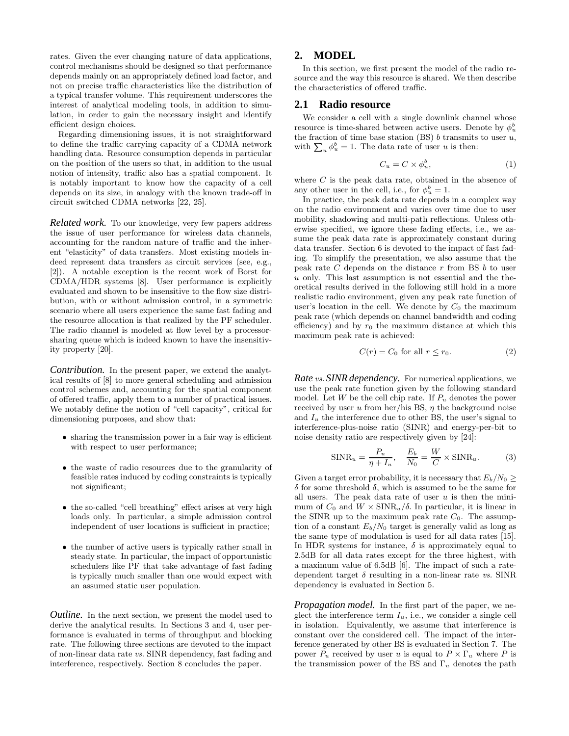rates. Given the ever changing nature of data applications, control mechanisms should be designed so that performance depends mainly on an appropriately defined load factor, and not on precise traffic characteristics like the distribution of a typical transfer volume. This requirement underscores the interest of analytical modeling tools, in addition to simulation, in order to gain the necessary insight and identify efficient design choices.

Regarding dimensioning issues, it is not straightforward to define the traffic carrying capacity of a CDMA network handling data. Resource consumption depends in particular on the position of the users so that, in addition to the usual notion of intensity, traffic also has a spatial component. It is notably important to know how the capacity of a cell depends on its size, in analogy with the known trade-off in circuit switched CDMA networks [22, 25].

***Related work.*** To our knowledge, very few papers address the issue of user performance for wireless data channels, accounting for the random nature of traffic and the inherent "elasticity" of data transfers. Most existing models indeed represent data transfers as circuit services (see, e.g., [2]). A notable exception is the recent work of Borst for CDMA/HDR systems [8]. User performance is explicitly evaluated and shown to be insensitive to the flow size distribution, with or without admission control, in a symmetric scenario where all users experience the same fast fading and the resource allocation is that realized by the PF scheduler. The radio channel is modeled at flow level by a processor-sharing queue which is indeed known to have the insensitivity property [20].

***Contribution.*** In the present paper, we extend the analytical results of [8] to more general scheduling and admission control schemes and, accounting for the spatial component of offered traffic, apply them to a number of practical issues. We notably define the notion of "cell capacity", critical for dimensioning purposes, and show that:

- sharing the transmission power in a fair way is efficient with respect to user performance;
- the waste of radio resources due to the granularity of feasible rates induced by coding constraints is typically not significant;
- the so-called "cell breathing" effect arises at very high loads only. In particular, a simple admission control independent of user locations is sufficient in practice;
- the number of active users is typically rather small in steady state. In particular, the impact of opportunistic schedulers like PF that take advantage of fast fading is typically much smaller than one would expect with an assumed static user population.

***Outline.*** In the next section, we present the model used to derive the analytical results. In Sections 3 and 4, user performance is evaluated in terms of throughput and blocking rate. The following three sections are devoted to the impact of non-linear data rate *vs.* SINR dependency, fast fading and interference, respectively. Section 8 concludes the paper.

## 2. MODEL

In this section, we first present the model of the radio resource and the way this resource is shared. We then describe the characteristics of offered traffic.

### 2.1 Radio resource

We consider a cell with a single downlink channel whose resource is time-shared between active users. Denote by $\phi_u^b$ the fraction of time base station (BS) $b$ transmits to user $u$, with $\sum_u \phi_u^b = 1$. The data rate of user $u$ is then:

$$C_u = C \times \phi_u^b, \tag{1}$$

where $C$ is the peak data rate, obtained in the absence of any other user in the cell, i.e., for $\phi_u^b = 1$.

In practice, the peak data rate depends in a complex way on the radio environment and varies over time due to user mobility, shadowing and multi-path reflections. Unless otherwise specified, we ignore these fading effects, i.e., we assume the peak data rate is approximately constant during data transfer. Section 6 is devoted to the impact of fast fading. To simplify the presentation, we also assume that the peak rate $C$ depends on the distance $r$ from BS $b$ to user $u$ only. This last assumption is not essential and the theoretical results derived in the following still hold in a more realistic radio environment, given any peak rate function of user's location in the cell. We denote by $C_0$ the maximum peak rate (which depends on channel bandwidth and coding efficiency) and by $r_0$ the maximum distance at which this maximum peak rate is achieved:

$$C(r) = C_0 \text{ for all } r \le r_0. \tag{2}$$

***Rate** vs. **SINR dependency.*** For numerical applications, we use the peak rate function given by the following standard model. Let $W$ be the cell chip rate. If $P_u$ denotes the power received by user $u$ from her/his BS, $\eta$ the background noise and $I_u$ the interference due to other BS, the user's signal to interference-plus-noise ratio (SINR) and energy-per-bit to noise density ratio are respectively given by [24]:

$$\text{SINR}_u = \frac{P_u}{\eta + I_u}, \quad \frac{E_b}{N_0} = \frac{W}{C} \times \text{SINR}_u. \tag{3}$$

Given a target error probability, it is necessary that $E_b/N_0 \ge \delta$ for some threshold $\delta$, which is assumed to be the same for all users. The peak data rate of user $u$ is then the minimum of $C_0$ and $W \times \text{SINR}_u/\delta$. In particular, it is linear in the SINR up to the maximum peak rate $C_0$. The assumption of a constant $E_b/N_0$ target is generally valid as long as the same type of modulation is used for all data rates [15]. In HDR systems for instance, $\delta$ is approximately equal to 2.5dB for all data rates except for the three highest, with a maximum value of 6.5dB [6]. The impact of such a rate-dependent target $\delta$ resulting in a non-linear rate *vs.* SINR dependency is evaluated in Section 5.

***Propagation model.*** In the first part of the paper, we neglect the interference term $I_u$, i.e., we consider a single cell in isolation. Equivalently, we assume that interference is constant over the considered cell. The impact of the interference generated by other BS is evaluated in Section 7. The power $P_u$ received by user $u$ is equal to $P \times \Gamma_u$ where $P$ is the transmission power of the BS and $\Gamma_u$ denotes the path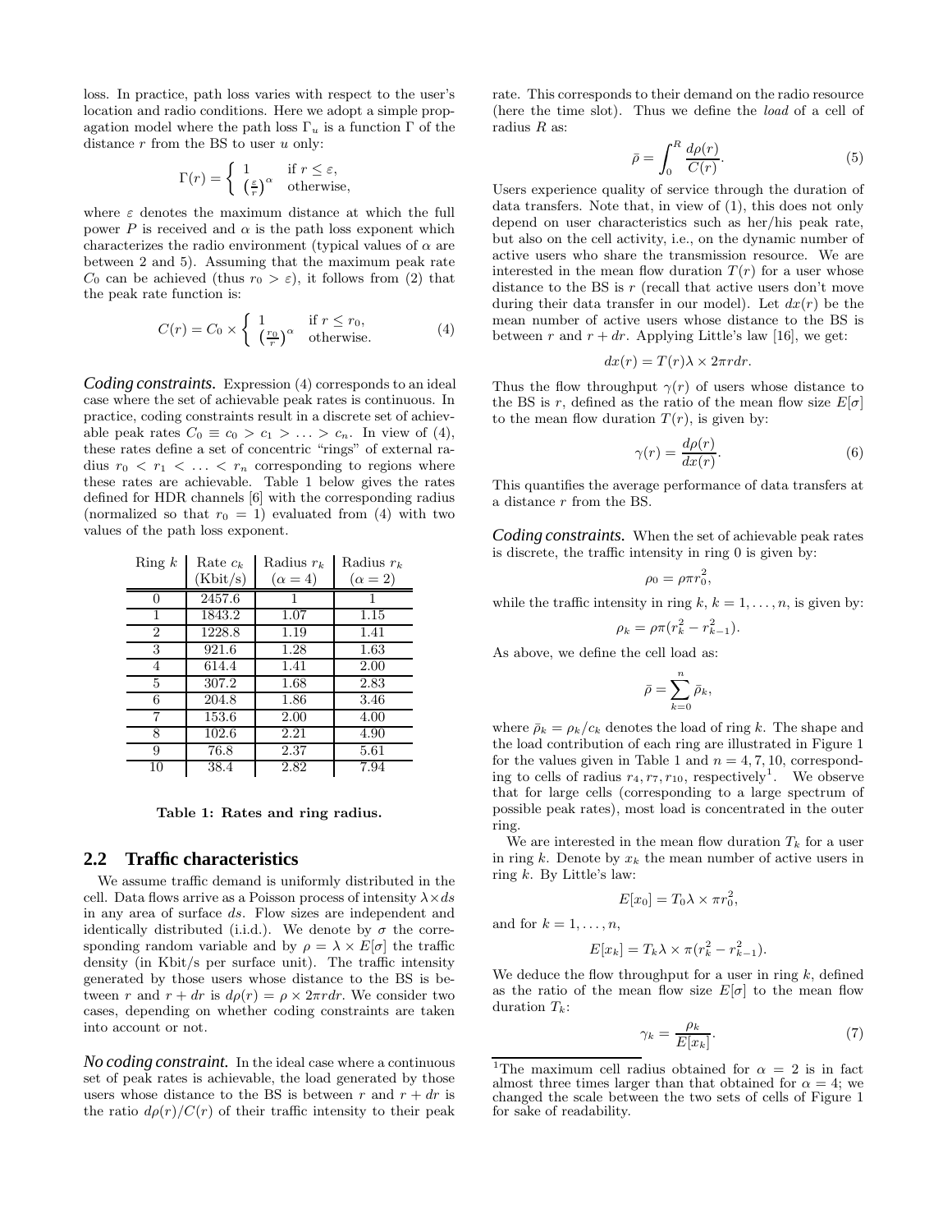loss. In practice, path loss varies with respect to the user's location and radio conditions. Here we adopt a simple propagation model where the path loss $\Gamma_u$ is a function $\Gamma$ of the distance $r$ from the BS to user $u$ only:

$$\Gamma(r) = \begin{cases} 1 & \text{if } r \leq \varepsilon, \\ \left(\frac{\varepsilon}{r}\right)^\alpha & \text{otherwise,} \end{cases}$$

where $\varepsilon$ denotes the maximum distance at which the full power $P$ is received and $\alpha$ is the path loss exponent which characterizes the radio environment (typical values of $\alpha$ are between 2 and 5). Assuming that the maximum peak rate $C_0$ can be achieved (thus $r_0 > \varepsilon$), it follows from (2) that the peak rate function is:

$$C(r) = C_0 \times \begin{cases} 1 & \text{if } r \leq r_0, \\ \left(\frac{r_0}{r}\right)^\alpha & \text{otherwise.} \end{cases} \tag{4}$$

***Coding constraints.*** Expression (4) corresponds to an ideal case where the set of achievable peak rates is continuous. In practice, coding constraints result in a discrete set of achievable peak rates $C_0 \equiv c_0 > c_1 > \ldots > c_n$. In view of (4), these rates define a set of concentric "rings" of external radius $r_0 < r_1 < \ldots < r_n$ corresponding to regions where these rates are achievable. Table 1 below gives the rates defined for HDR channels [6] with the corresponding radius (normalized so that $r_0 = 1$) evaluated from (4) with two values of the path loss exponent.

| Ring $k$ | Rate $c_k$ (Kbit/s) | Radius $r_k$ ($\alpha = 4$) | Radius $r_k$ ($\alpha = 2$) |
|---|---|---|---|
| 0 | 2457.6 | 1 | 1 |
| 1 | 1843.2 | 1.07 | 1.15 |
| 2 | 1228.8 | 1.19 | 1.41 |
| 3 | 921.6 | 1.28 | 1.63 |
| 4 | 614.4 | 1.41 | 2.00 |
| 5 | 307.2 | 1.68 | 2.83 |
| 6 | 204.8 | 1.86 | 3.46 |
| 7 | 153.6 | 2.00 | 4.00 |
| 8 | 102.6 | 2.21 | 4.90 |
| 9 | 76.8 | 2.37 | 5.61 |
| 10 | 38.4 | 2.82 | 7.94 |

**Table 1: Rates and ring radius.**

## 2.2 Traffic characteristics

We assume traffic demand is uniformly distributed in the cell. Data flows arrive as a Poisson process of intensity $\lambda \times ds$ in any area of surface $ds$. Flow sizes are independent and identically distributed (i.i.d.). We denote by $\sigma$ the corresponding random variable and by $\rho = \lambda \times E[\sigma]$ the traffic density (in Kbit/s per surface unit). The traffic intensity generated by those users whose distance to the BS is between $r$ and $r + dr$ is $d\rho(r) = \rho \times 2\pi r dr$. We consider two cases, depending on whether coding constraints are taken into account or not.

***No coding constraint.*** In the ideal case where a continuous set of peak rates is achievable, the load generated by those users whose distance to the BS is between $r$ and $r + dr$ is the ratio $d\rho(r)/C(r)$ of their traffic intensity to their peak rate. This corresponds to their demand on the radio resource (here the time slot). Thus we define the *load* of a cell of radius $R$ as:

$$\bar{\rho} = \int_0^R \frac{d\rho(r)}{C(r)}. \tag{5}$$

Users experience quality of service through the duration of data transfers. Note that, in view of (1), this does not only depend on user characteristics such as her/his peak rate, but also on the cell activity, i.e., on the dynamic number of active users who share the transmission resource. We are interested in the mean flow duration $T(r)$ for a user whose distance to the BS is $r$ (recall that active users don't move during their data transfer in our model). Let $dx(r)$ be the mean number of active users whose distance to the BS is between $r$ and $r + dr$. Applying Little's law [16], we get:

$$dx(r) = T(r)\lambda \times 2\pi r dr.$$

Thus the flow throughput $\gamma(r)$ of users whose distance to the BS is $r$, defined as the ratio of the mean flow size $E[\sigma]$ to the mean flow duration $T(r)$, is given by:

$$\gamma(r) = \frac{d\rho(r)}{dx(r)}. \tag{6}$$

This quantifies the average performance of data transfers at a distance $r$ from the BS.

***Coding constraints.*** When the set of achievable peak rates is discrete, the traffic intensity in ring 0 is given by:

$$\rho_0 = \rho \pi r_0^2,$$

while the traffic intensity in ring $k$, $k = 1, \ldots, n$, is given by:

$$\rho_k = \rho \pi (r_k^2 - r_{k-1}^2).$$

As above, we define the cell load as:

$$\bar{\rho} = \sum_{k=0}^{n} \bar{\rho}_k,$$

where $\bar{\rho}_k = \rho_k / c_k$ denotes the load of ring $k$. The shape and the load contribution of each ring are illustrated in Figure 1 for the values given in Table 1 and $n = 4, 7, 10$, corresponding to cells of radius $r_4, r_7, r_{10}$, respectively[1]. We observe that for large cells (corresponding to a large spectrum of possible peak rates), most load is concentrated in the outer ring.

We are interested in the mean flow duration $T_k$ for a user in ring $k$. Denote by $x_k$ the mean number of active users in ring $k$. By Little's law:

$$E[x_0] = T_0 \lambda \times \pi r_0^2,$$

and for $k = 1, \ldots, n$,

$$E[x_k] = T_k \lambda \times \pi (r_k^2 - r_{k-1}^2).$$

We deduce the flow throughput for a user in ring $k$, defined as the ratio of the mean flow size $E[\sigma]$ to the mean flow duration $T_k$:

$$\gamma_k = \frac{\rho_k}{E[x_k]}. \tag{7}$$

[1] The maximum cell radius obtained for $\alpha = 2$ is in fact almost three times larger than that obtained for $\alpha = 4$; we changed the scale between the two sets of cells of Figure 1 for sake of readability.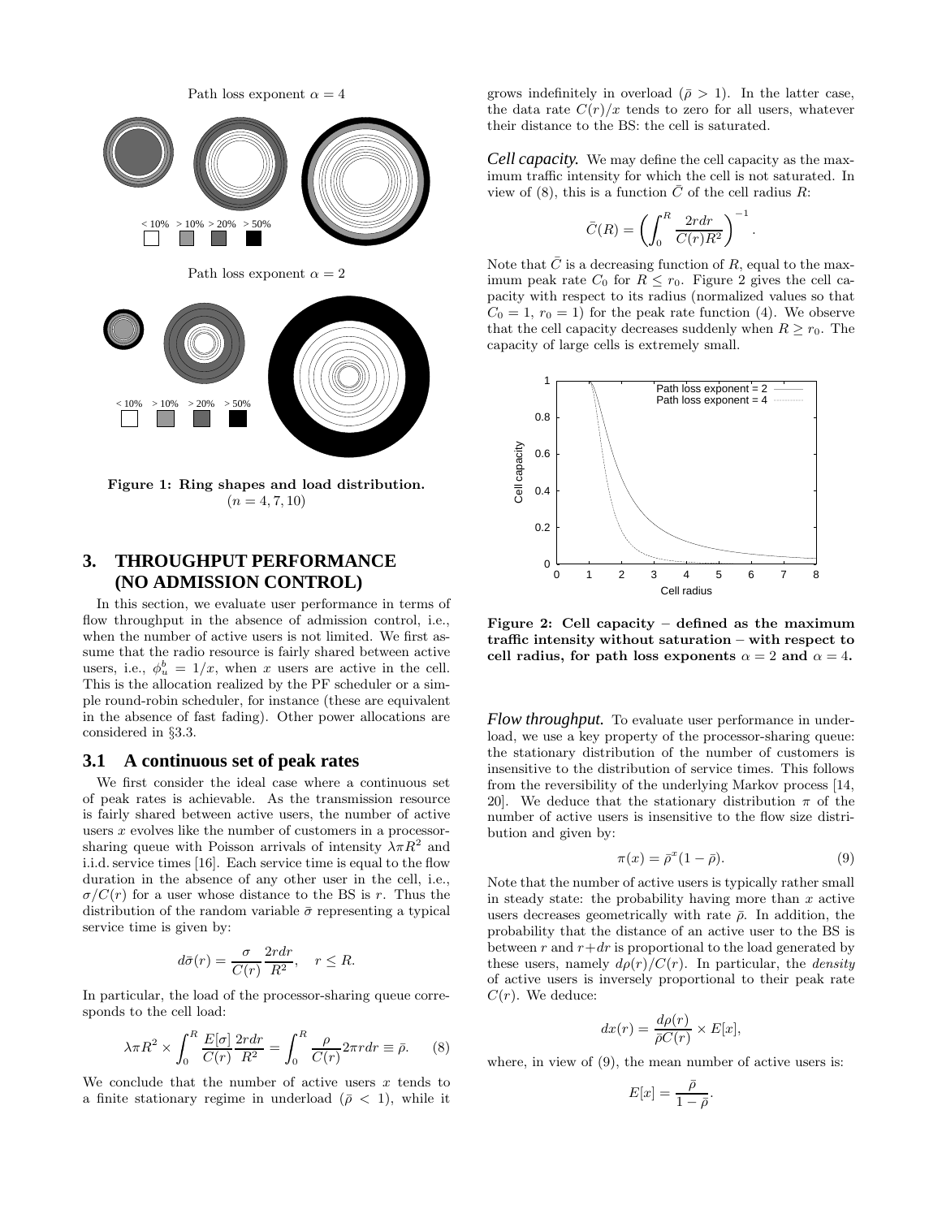Path loss exponent $\alpha = 4$

< 10% > 10% > 20% > 50%

Path loss exponent $\alpha = 2$

< 10% > 10% > 20% > 50%

**Figure 1: Ring shapes and load distribution.** ($n = 4, 7, 10$)

## 3. THROUGHPUT PERFORMANCE (NO ADMISSION CONTROL)

In this section, we evaluate user performance in terms of flow throughput in the absence of admission control, i.e., when the number of active users is not limited. We first assume that the radio resource is fairly shared between active users, i.e., $\phi_u^b = 1/x$, when $x$ users are active in the cell. This is the allocation realized by the PF scheduler or a simple round-robin scheduler, for instance (these are equivalent in the absence of fast fading). Other power allocations are considered in §3.3.

### 3.1 A continuous set of peak rates

We first consider the ideal case where a continuous set of peak rates is achievable. As the transmission resource is fairly shared between active users, the number of active users $x$ evolves like the number of customers in a processor-sharing queue with Poisson arrivals of intensity $\lambda\pi R^2$ and i.i.d. service times [16]. Each service time is equal to the flow duration in the absence of any other user in the cell, i.e., $\sigma/C(r)$ for a user whose distance to the BS is $r$. Thus the distribution of the random variable $\bar{\sigma}$ representing a typical service time is given by:

$$d\bar{\sigma}(r) = \frac{\sigma}{C(r)}\frac{2rdr}{R^2}, \quad r \leq R.$$

In particular, the load of the processor-sharing queue corresponds to the cell load:

$$\lambda\pi R^2 \times \int_0^R \frac{E[\sigma]}{C(r)}\frac{2rdr}{R^2} = \int_0^R \frac{\rho}{C(r)}2\pi r dr \equiv \bar{\rho}. \qquad (8)$$

We conclude that the number of active users $x$ tends to a finite stationary regime in underload ($\bar{\rho} < 1$), while it grows indefinitely in overload ($\bar{\rho} > 1$). In the latter case, the data rate $C(r)/x$ tends to zero for all users, whatever their distance to the BS: the cell is saturated.

***Cell capacity.*** We may define the cell capacity as the maximum traffic intensity for which the cell is not saturated. In view of (8), this is a function $\bar{C}$ of the cell radius $R$:

$$\bar{C}(R) = \left(\int_0^R \frac{2rdr}{C(r)R^2}\right)^{-1}.$$

Note that $\bar{C}$ is a decreasing function of $R$, equal to the maximum peak rate $C_0$ for $R \leq r_0$. Figure 2 gives the cell capacity with respect to its radius (normalized values so that $C_0 = 1$, $r_0 = 1$) for the peak rate function (4). We observe that the cell capacity decreases suddenly when $R \geq r_0$. The capacity of large cells is extremely small.

**Figure 2: Cell capacity – defined as the maximum traffic intensity without saturation – with respect to cell radius, for path loss exponents $\alpha = 2$ and $\alpha = 4$.**

***Flow throughput.*** To evaluate user performance in underload, we use a key property of the processor-sharing queue: the stationary distribution of the number of customers is insensitive to the distribution of service times. This follows from the reversibility of the underlying Markov process [14, 20]. We deduce that the stationary distribution $\pi$ of the number of active users is insensitive to the flow size distribution and given by:

$$\pi(x) = \bar{\rho}^x(1 - \bar{\rho}). \qquad (9)$$

Note that the number of active users is typically rather small in steady state: the probability having more than $x$ active users decreases geometrically with rate $\bar{\rho}$. In addition, the probability that the distance of an active user to the BS is between $r$ and $r+dr$ is proportional to the load generated by these users, namely $d\rho(r)/C(r)$. In particular, the *density* of active users is inversely proportional to their peak rate $C(r)$. We deduce:

$$dx(r) = \frac{d\rho(r)}{\bar{\rho}C(r)} \times E[x],$$

where, in view of (9), the mean number of active users is:

$$E[x] = \frac{\bar{\rho}}{1 - \bar{\rho}}.$$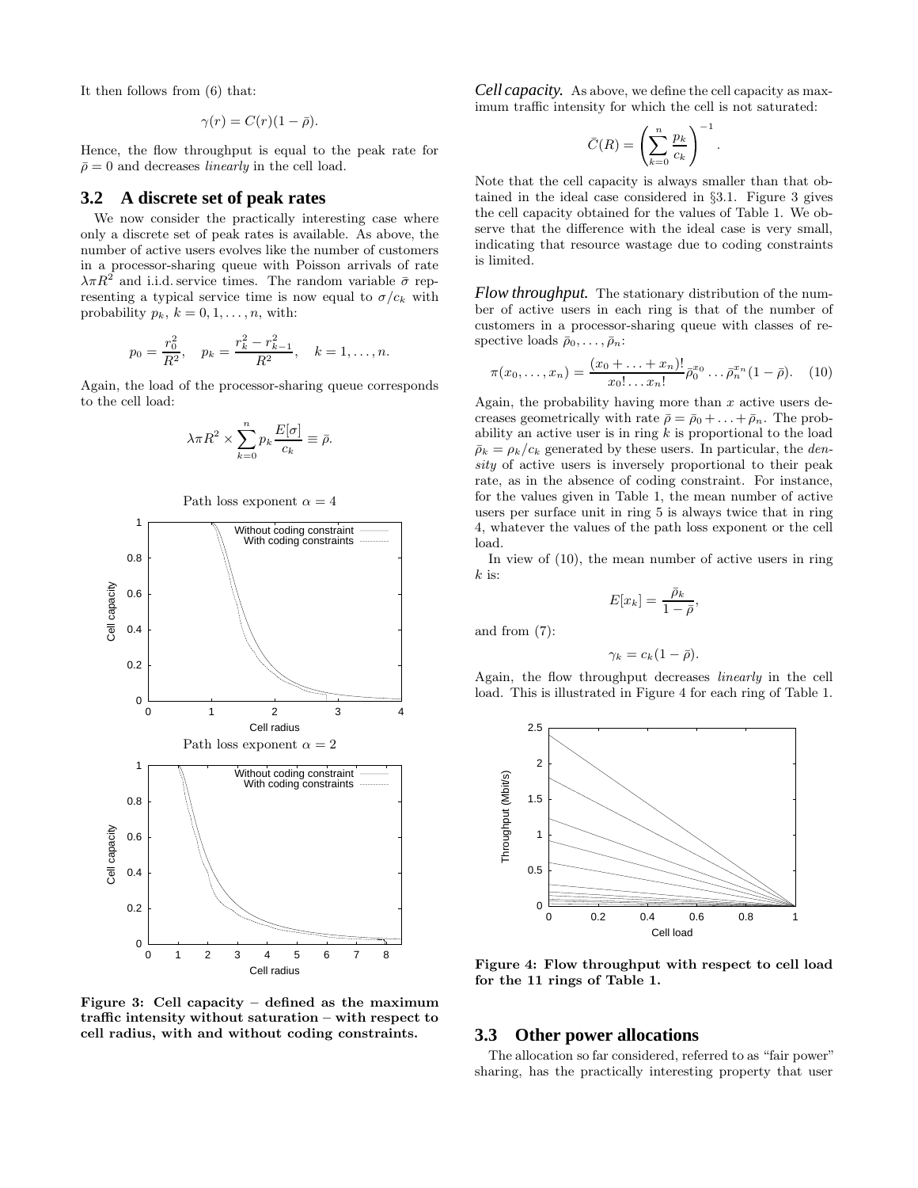It then follows from (6) that:

$$\gamma(r) = C(r)(1 - \bar{\rho}).$$

Hence, the flow throughput is equal to the peak rate for $\bar{\rho} = 0$ and decreases *linearly* in the cell load.

## 3.2 A discrete set of peak rates

We now consider the practically interesting case where only a discrete set of peak rates is available. As above, the number of active users evolves like the number of customers in a processor-sharing queue with Poisson arrivals of rate $\lambda \pi R^2$ and i.i.d. service times. The random variable $\bar{\sigma}$ representing a typical service time is now equal to $\sigma / c_k$ with probability $p_k$, $k = 0, 1, \ldots, n$, with:

$$p_0 = \frac{r_0^2}{R^2}, \quad p_k = \frac{r_k^2 - r_{k-1}^2}{R^2}, \quad k = 1, \ldots, n.$$

Again, the load of the processor-sharing queue corresponds to the cell load:

$$\lambda \pi R^2 \times \sum_{k=0}^{n} p_k \frac{E[\sigma]}{c_k} \equiv \bar{\rho}.$$

Figure 3: Cell capacity – defined as the maximum traffic intensity without saturation – with respect to cell radius, with and without coding constraints.

***Cell capacity.*** As above, we define the cell capacity as maximum traffic intensity for which the cell is not saturated:

$$\bar{C}(R) = \left( \sum_{k=0}^{n} \frac{p_k}{c_k} \right)^{-1}.$$

Note that the cell capacity is always smaller than that obtained in the ideal case considered in §3.1. Figure 3 gives the cell capacity obtained for the values of Table 1. We observe that the difference with the ideal case is very small, indicating that resource wastage due to coding constraints is limited.

***Flow throughput.*** The stationary distribution of the number of active users in each ring is that of the number of customers in a processor-sharing queue with classes of respective loads $\bar{\rho}_0, \ldots, \bar{\rho}_n$:

$$\pi(x_0, \ldots, x_n) = \frac{(x_0 + \ldots + x_n)!}{x_0! \ldots x_n!} \bar{\rho}_0^{x_0} \ldots \bar{\rho}_n^{x_n} (1 - \bar{\rho}). \quad (10)$$

Again, the probability having more than $x$ active users decreases geometrically with rate $\bar{\rho} = \bar{\rho}_0 + \ldots + \bar{\rho}_n$. The probability an active user is in ring $k$ is proportional to the load $\bar{\rho}_k = \rho_k / c_k$ generated by these users. In particular, the *density* of active users is inversely proportional to their peak rate, as in the absence of coding constraint. For instance, for the values given in Table 1, the mean number of active users per surface unit in ring 5 is always twice that in ring 4, whatever the values of the path loss exponent or the cell load.

In view of (10), the mean number of active users in ring $k$ is:

$$E[x_k] = \frac{\bar{\rho}_k}{1 - \bar{\rho}},$$

and from (7):

$$\gamma_k = c_k(1 - \bar{\rho}).$$

Again, the flow throughput decreases *linearly* in the cell load. This is illustrated in Figure 4 for each ring of Table 1.

**Figure 4: Flow throughput with respect to cell load for the 11 rings of Table 1.**

## 3.3 Other power allocations

The allocation so far considered, referred to as "fair power" sharing, has the practically interesting property that user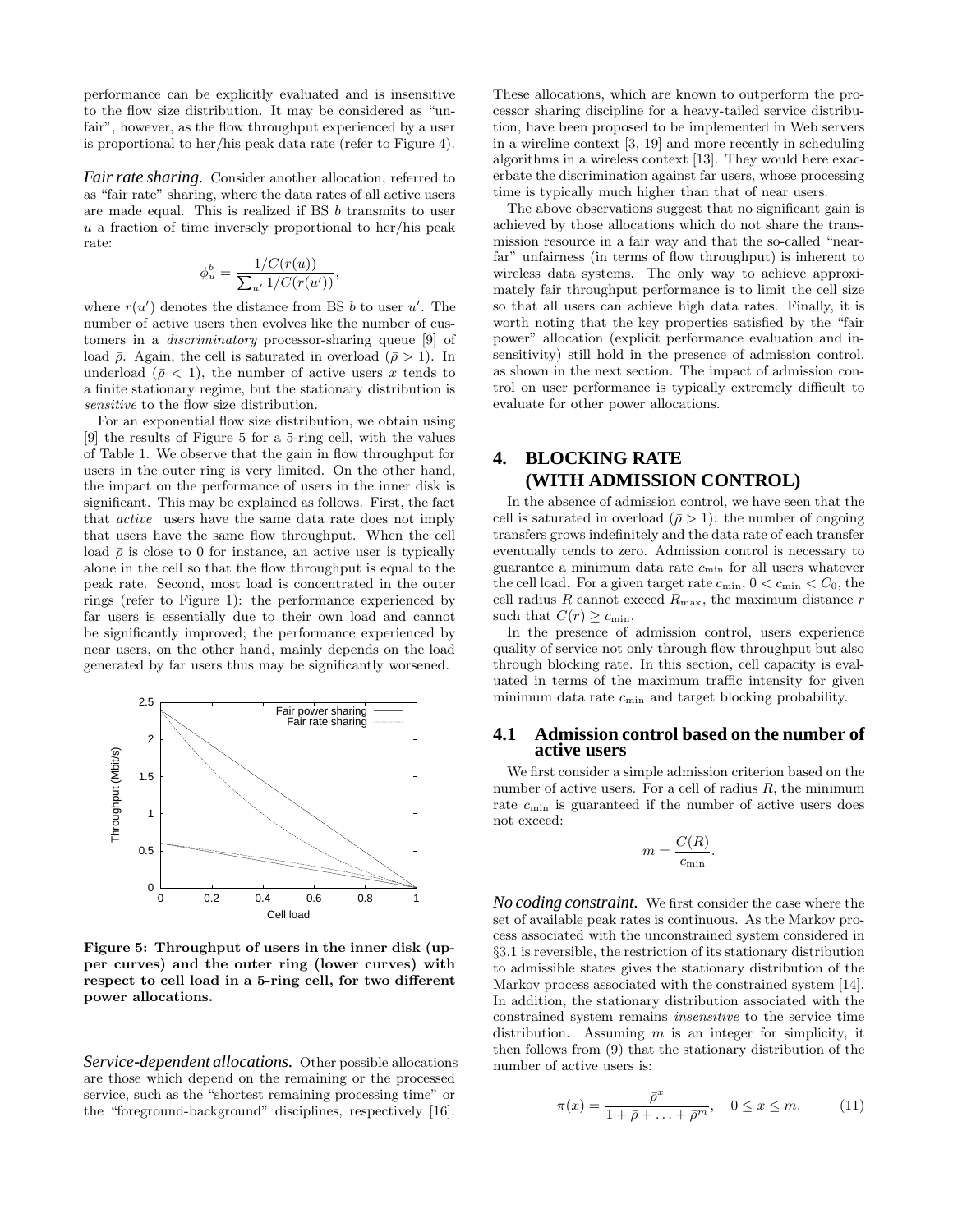performance can be explicitly evaluated and is insensitive to the flow size distribution. It may be considered as "unfair", however, as the flow throughput experienced by a user is proportional to her/his peak data rate (refer to Figure 4).

***Fair rate sharing.*** Consider another allocation, referred to as "fair rate" sharing, where the data rates of all active users are made equal. This is realized if BS $b$ transmits to user $u$ a fraction of time inversely proportional to her/his peak rate:

$$\phi_u^b = \frac{1/C(r(u))}{\sum_{u'} 1/C(r(u'))},$$

where $r(u')$ denotes the distance from BS $b$ to user $u'$. The number of active users then evolves like the number of customers in a *discriminatory* processor-sharing queue [9] of load $\bar{\rho}$. Again, the cell is saturated in overload ($\bar{\rho} > 1$). In underload ($\bar{\rho} < 1$), the number of active users $x$ tends to a finite stationary regime, but the stationary distribution is *sensitive* to the flow size distribution.

For an exponential flow size distribution, we obtain using [9] the results of Figure 5 for a 5-ring cell, with the values of Table 1. We observe that the gain in flow throughput for users in the outer ring is very limited. On the other hand, the impact on the performance of users in the inner disk is significant. This may be explained as follows. First, the fact that *active* users have the same data rate does not imply that users have the same flow throughput. When the cell load $\bar{\rho}$ is close to 0 for instance, an active user is typically alone in the cell so that the flow throughput is equal to the peak rate. Second, most load is concentrated in the outer rings (refer to Figure 1): the performance experienced by far users is essentially due to their own load and cannot be significantly improved; the performance experienced by near users, on the other hand, mainly depends on the load generated by far users thus may be significantly worsened.

**Figure 5: Throughput of users in the inner disk (upper curves) and the outer ring (lower curves) with respect to cell load in a 5-ring cell, for two different power allocations.**

***Service-dependent allocations.*** Other possible allocations are those which depend on the remaining or the processed service, such as the "shortest remaining processing time" or the "foreground-background" disciplines, respectively [16]. These allocations, which are known to outperform the processor sharing discipline for a heavy-tailed service distribution, have been proposed to be implemented in Web servers in a wireline context [3, 19] and more recently in scheduling algorithms in a wireless context [13]. They would here exacerbate the discrimination against far users, whose processing time is typically much higher than that of near users.

The above observations suggest that no significant gain is achieved by those allocations which do not share the transmission resource in a fair way and that the so-called "near-far" unfairness (in terms of flow throughput) is inherent to wireless data systems. The only way to achieve approximately fair throughput performance is to limit the cell size so that all users can achieve high data rates. Finally, it is worth noting that the key properties satisfied by the "fair power" allocation (explicit performance evaluation and insensitivity) still hold in the presence of admission control, as shown in the next section. The impact of admission control on user performance is typically extremely difficult to evaluate for other power allocations.

# 4. BLOCKING RATE (WITH ADMISSION CONTROL)

In the absence of admission control, we have seen that the cell is saturated in overload ($\bar{\rho} > 1$): the number of ongoing transfers grows indefinitely and the data rate of each transfer eventually tends to zero. Admission control is necessary to guarantee a minimum data rate $c_{\min}$ for all users whatever the cell load. For a given target rate $c_{\min}$, $0 < c_{\min} < C_0$, the cell radius $R$ cannot exceed $R_{\max}$, the maximum distance $r$ such that $C(r) \geq c_{\min}$.

In the presence of admission control, users experience quality of service not only through flow throughput but also through blocking rate. In this section, cell capacity is evaluated in terms of the maximum traffic intensity for given minimum data rate $c_{\min}$ and target blocking probability.

## 4.1 Admission control based on the number of active users

We first consider a simple admission criterion based on the number of active users. For a cell of radius $R$, the minimum rate $c_{\min}$ is guaranteed if the number of active users does not exceed:

$$m = \frac{C(R)}{c_{\min}}.$$

***No coding constraint.*** We first consider the case where the set of available peak rates is continuous. As the Markov process associated with the unconstrained system considered in §3.1 is reversible, the restriction of its stationary distribution to admissible states gives the stationary distribution of the Markov process associated with the constrained system [14]. In addition, the stationary distribution associated with the constrained system remains *insensitive* to the service time distribution. Assuming $m$ is an integer for simplicity, it then follows from (9) that the stationary distribution of the number of active users is:

$$\pi(x) = \frac{\bar{\rho}^x}{1 + \bar{\rho} + \ldots + \bar{\rho}^m}, \quad 0 \leq x \leq m. \qquad (11)$$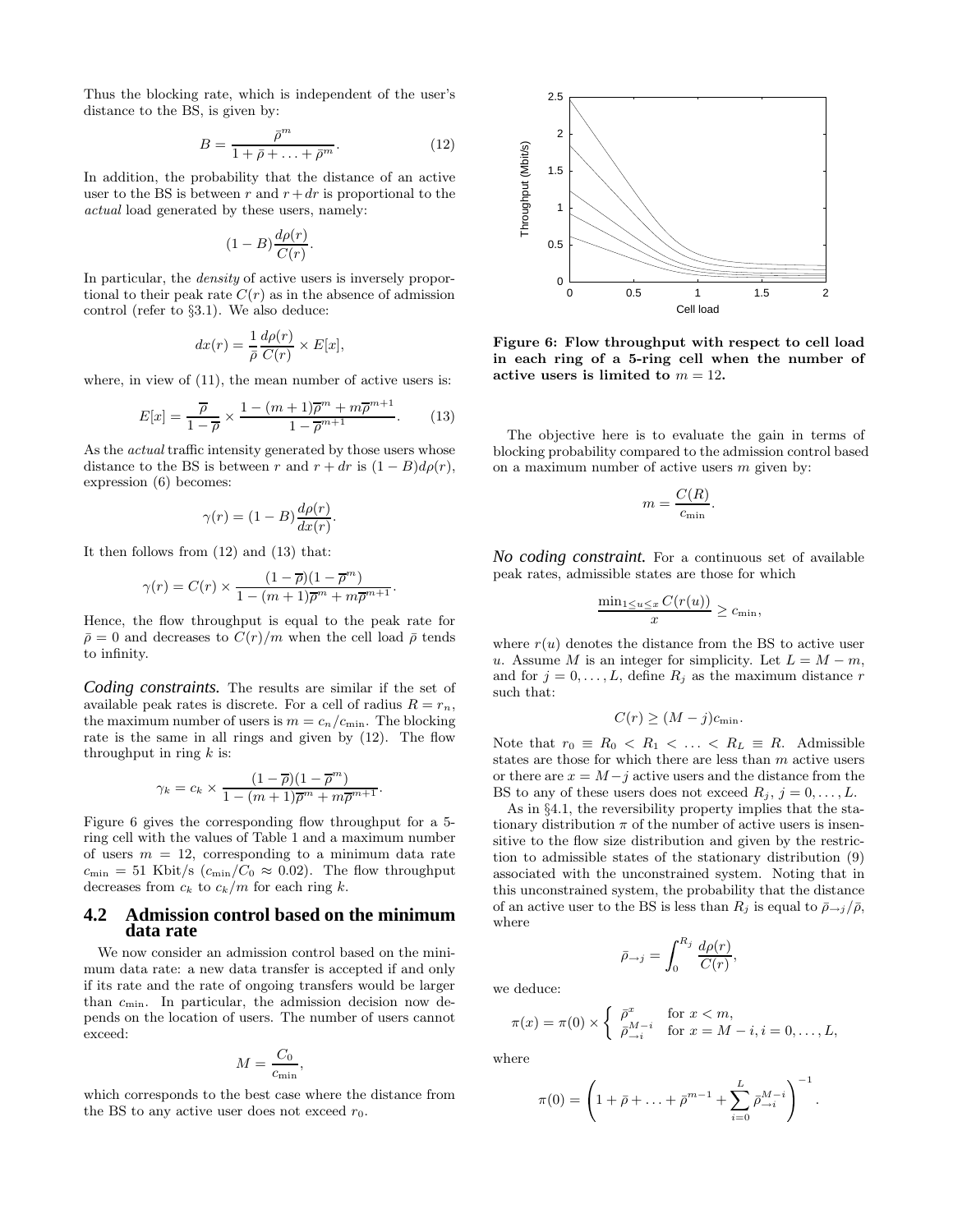Thus the blocking rate, which is independent of the user's distance to the BS, is given by:

$$B = \frac{\bar\rho^m}{1 + \bar\rho + \ldots + \bar\rho^m}. \tag{12}$$

In addition, the probability that the distance of an active user to the BS is between $r$ and $r + dr$ is proportional to the *actual* load generated by these users, namely:

$$(1 - B)\frac{d\rho(r)}{C(r)}.$$

In particular, the *density* of active users is inversely proportional to their peak rate $C(r)$ as in the absence of admission control (refer to §3.1). We also deduce:

$$dx(r) = \frac{1}{\bar\rho}\frac{d\rho(r)}{C(r)} \times E[x],$$

where, in view of (11), the mean number of active users is:

$$E[x] = \frac{\overline{\rho}}{1 - \overline{\rho}} \times \frac{1 - (m+1)\overline{\rho}^m + m\overline{\rho}^{m+1}}{1 - \overline{\rho}^{m+1}}. \tag{13}$$

As the *actual* traffic intensity generated by those users whose distance to the BS is between $r$ and $r + dr$ is $(1 - B)d\rho(r)$, expression (6) becomes:

$$\gamma(r) = (1 - B)\frac{d\rho(r)}{dx(r)}.$$

It then follows from (12) and (13) that:

$$\gamma(r) = C(r) \times \frac{(1 - \overline{\rho})(1 - \overline{\rho}^m)}{1 - (m+1)\overline{\rho}^m + m\overline{\rho}^{m+1}}.$$

Hence, the flow throughput is equal to the peak rate for $\bar\rho = 0$ and decreases to $C(r)/m$ when the cell load $\bar\rho$ tends to infinity.

***Coding constraints.*** The results are similar if the set of available peak rates is discrete. For a cell of radius $R = r_n$, the maximum number of users is $m = c_n/c_{\min}$. The blocking rate is the same in all rings and given by (12). The flow throughput in ring $k$ is:

$$\gamma_k = c_k \times \frac{(1 - \overline{\rho})(1 - \overline{\rho}^m)}{1 - (m+1)\overline{\rho}^m + m\overline{\rho}^{m+1}}.$$

Figure 6 gives the corresponding flow throughput for a 5-ring cell with the values of Table 1 and a maximum number of users $m = 12$, corresponding to a minimum data rate $c_{\min} = 51$ Kbit/s ($c_{\min}/C_0 \approx 0.02$). The flow throughput decreases from $c_k$ to $c_k/m$ for each ring $k$.

## 4.2 Admission control based on the minimum data rate

We now consider an admission control based on the minimum data rate: a new data transfer is accepted if and only if its rate and the rate of ongoing transfers would be larger than $c_{\min}$. In particular, the admission decision now depends on the location of users. The number of users cannot exceed:

$$M = \frac{C_0}{c_{\min}},$$

which corresponds to the best case where the distance from the BS to any active user does not exceed $r_0$.

**Figure 6: Flow throughput with respect to cell load in each ring of a 5-ring cell when the number of active users is limited to $m = 12$.**

The objective here is to evaluate the gain in terms of blocking probability compared to the admission control based on a maximum number of active users $m$ given by:

$$m = \frac{C(R)}{c_{\min}}.$$

***No coding constraint.*** For a continuous set of available peak rates, admissible states are those for which

$$\frac{\min_{1 \le u \le x} C(r(u))}{x} \ge c_{\min},$$

where $r(u)$ denotes the distance from the BS to active user $u$. Assume $M$ is an integer for simplicity. Let $L = M - m$, and for $j = 0, \ldots, L$, define $R_j$ as the maximum distance $r$ such that:

$$C(r) \ge (M - j)c_{\min}.$$

Note that $r_0 \equiv R_0 < R_1 < \ldots < R_L \equiv R$. Admissible states are those for which there are less than $m$ active users or there are $x = M - j$ active users and the distance from the BS to any of these users does not exceed $R_j$, $j = 0, \ldots, L$.

As in §4.1, the reversibility property implies that the stationary distribution $\pi$ of the number of active users is insensitive to the flow size distribution and given by the restriction to admissible states of the stationary distribution (9) associated with the unconstrained system. Noting that in this unconstrained system, the probability that the distance of an active user to the BS is less than $R_j$ is equal to $\bar\rho_{\to j}/\bar\rho$, where

$$\bar\rho_{\to j} = \int_0^{R_j} \frac{d\rho(r)}{C(r)},$$

we deduce:

$$\pi(x) = \pi(0) \times \begin{cases} \bar\rho^x & \text{for } x < m, \\ \bar\rho_{\to i}^{M-i} & \text{for } x = M - i, i = 0, \ldots, L, \end{cases}$$

where

$$\pi(0) = \left(1 + \bar\rho + \ldots + \bar\rho^{m-1} + \sum_{i=0}^{L} \bar\rho_{\to i}^{M-i}\right)^{-1}.$$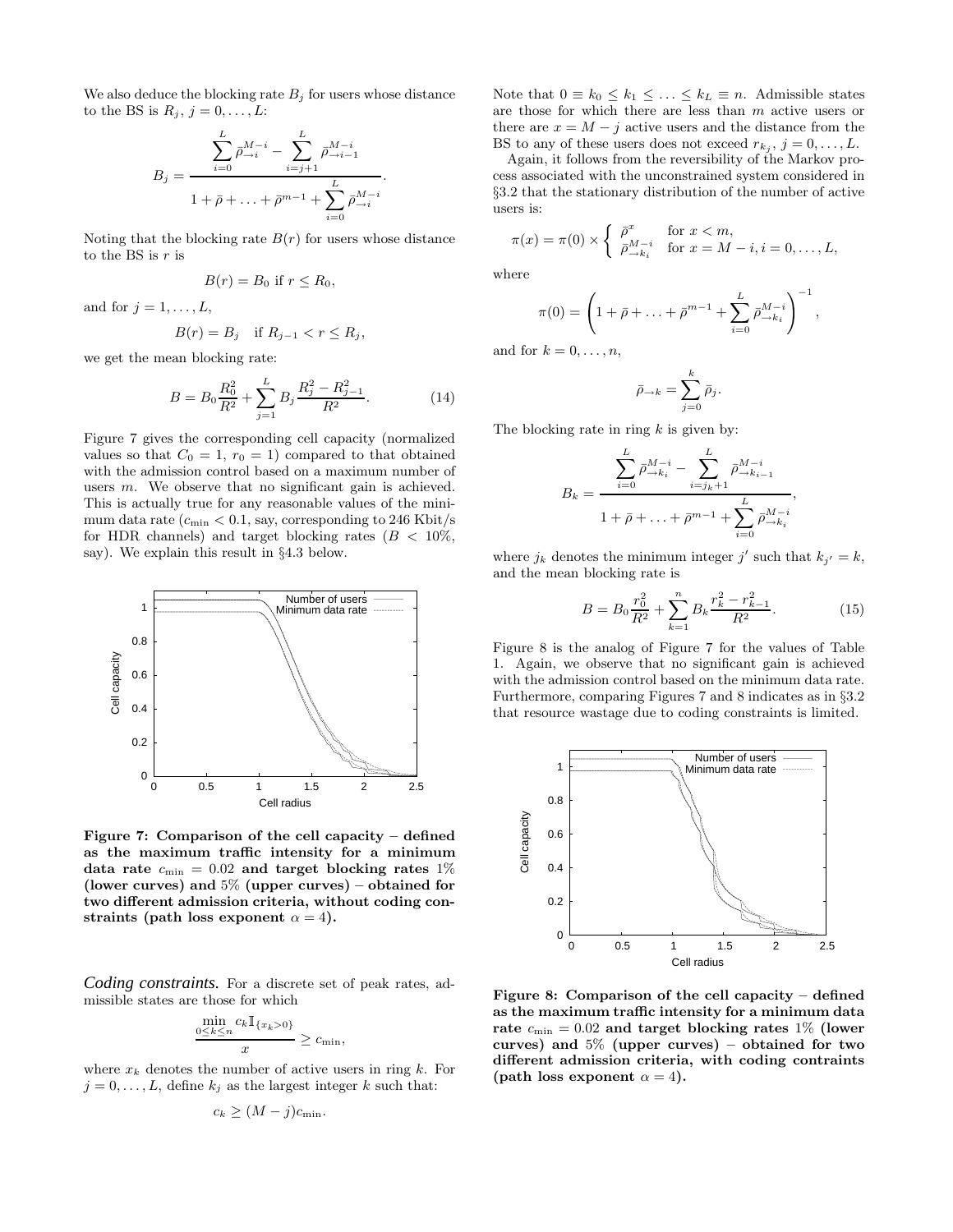We also deduce the blocking rate $B_j$ for users whose distance to the BS is $R_j$, $j = 0, \ldots, L$:

$$B_j = \frac{\sum_{i=0}^{L} \bar{\rho}_{\to i}^{M-i} - \sum_{i=j+1}^{L} \bar{\rho}_{\to i-1}^{M-i}}{1 + \bar{\rho} + \ldots + \bar{\rho}^{m-1} + \sum_{i=0}^{L} \bar{\rho}_{\to i}^{M-i}}.$$

Noting that the blocking rate $B(r)$ for users whose distance to the BS is $r$ is

$$B(r) = B_0 \text{ if } r \leq R_0,$$

and for $j = 1, \ldots, L$,

$$B(r) = B_j \quad \text{if } R_{j-1} < r \leq R_j,$$

we get the mean blocking rate:

$$B = B_0 \frac{R_0^2}{R^2} + \sum_{j=1}^{L} B_j \frac{R_j^2 - R_{j-1}^2}{R^2}. \tag{14}$$

Figure 7 gives the corresponding cell capacity (normalized values so that $C_0 = 1$, $r_0 = 1$) compared to that obtained with the admission control based on a maximum number of users $m$. We observe that no significant gain is achieved. This is actually true for any reasonable values of the minimum data rate ($c_{\min} < 0.1$, say, corresponding to 246 Kbit/s for HDR channels) and target blocking rates ($B < 10\%$, say). We explain this result in §4.3 below.

**Figure 7: Comparison of the cell capacity – defined as the maximum traffic intensity for a minimum data rate $c_{\min} = 0.02$ and target blocking rates 1% (lower curves) and 5% (upper curves) – obtained for two different admission criteria, without coding constraints (path loss exponent $\alpha = 4$).**

***Coding constraints.*** For a discrete set of peak rates, admissible states are those for which

$$\frac{\min_{0 \leq k \leq n} c_k \mathbb{I}_{\{x_k > 0\}}}{x} \geq c_{\min},$$

where $x_k$ denotes the number of active users in ring $k$. For $j = 0, \ldots, L$, define $k_j$ as the largest integer $k$ such that:

$$c_k \geq (M - j) c_{\min}.$$

Note that $0 \equiv k_0 \leq k_1 \leq \ldots \leq k_L \equiv n$. Admissible states are those for which there are less than $m$ active users or there are $x = M - j$ active users and the distance from the BS to any of these users does not exceed $r_{k_j}$, $j = 0, \ldots, L$.

Again, it follows from the reversibility of the Markov process associated with the unconstrained system considered in §3.2 that the stationary distribution of the number of active users is:

$$\pi(x) = \pi(0) \times \begin{cases} \bar{\rho}^x & \text{for } x < m, \\ \bar{\rho}_{\to k_i}^{M-i} & \text{for } x = M - i, i = 0, \ldots, L, \end{cases}$$

where

$$\pi(0) = \left( 1 + \bar{\rho} + \ldots + \bar{\rho}^{m-1} + \sum_{i=0}^{L} \bar{\rho}_{\to k_i}^{M-i} \right)^{-1},$$

and for $k = 0, \ldots, n$,

$$\bar{\rho}_{\to k} = \sum_{j=0}^{k} \bar{\rho}_j.$$

The blocking rate in ring $k$ is given by:

$$B_k = \frac{\sum_{i=0}^{L} \bar{\rho}_{\to k_i}^{M-i} - \sum_{i=j_k+1}^{L} \bar{\rho}_{\to k_{i-1}}^{M-i}}{1 + \bar{\rho} + \ldots + \bar{\rho}^{m-1} + \sum_{i=0}^{L} \bar{\rho}_{\to k_i}^{M-i}},$$

where $j_k$ denotes the minimum integer $j'$ such that $k_{j'} = k$, and the mean blocking rate is

$$B = B_0 \frac{r_0^2}{R^2} + \sum_{k=1}^{n} B_k \frac{r_k^2 - r_{k-1}^2}{R^2}. \tag{15}$$

Figure 8 is the analog of Figure 7 for the values of Table 1. Again, we observe that no significant gain is achieved with the admission control based on the minimum data rate. Furthermore, comparing Figures 7 and 8 indicates as in §3.2 that resource wastage due to coding constraints is limited.

**Figure 8: Comparison of the cell capacity – defined as the maximum traffic intensity for a minimum data rate $c_{\min} = 0.02$ and target blocking rates 1% (lower curves) and 5% (upper curves) – obtained for two different admission criteria, with coding contraints (path loss exponent $\alpha = 4$).**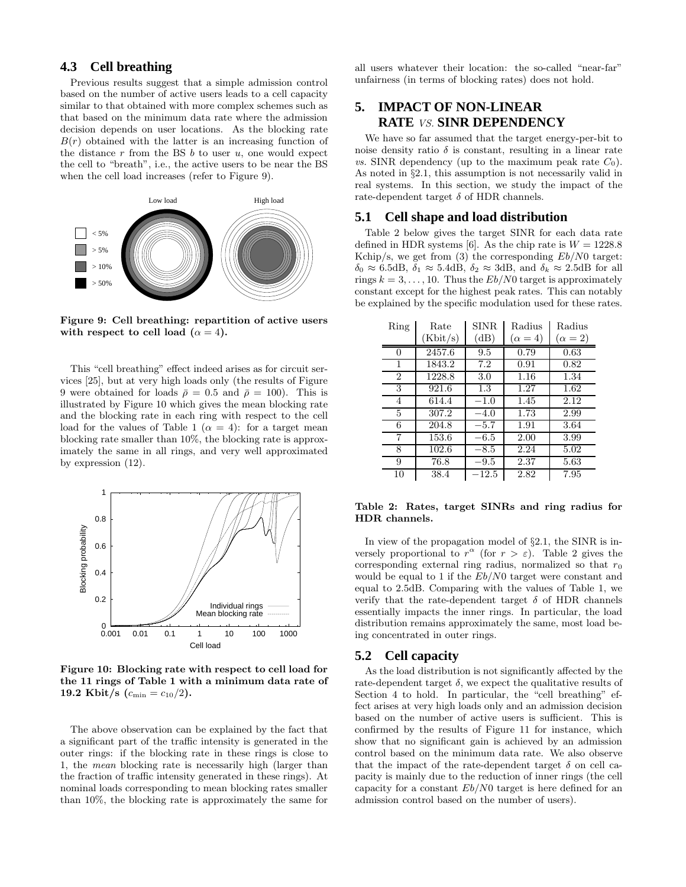### 4.3 Cell breathing

Previous results suggest that a simple admission control based on the number of active users leads to a cell capacity similar to that obtained with more complex schemes such as that based on the minimum data rate where the admission decision depends on user locations. As the blocking rate $B(r)$ obtained with the latter is an increasing function of the distance $r$ from the BS $b$ to user $u$, one would expect the cell to "breath", i.e., the active users to be near the BS when the cell load increases (refer to Figure 9).

**Figure 9: Cell breathing: repartition of active users with respect to cell load ($\alpha = 4$).**

This "cell breathing" effect indeed arises as for circuit services [25], but at very high loads only (the results of Figure 9 were obtained for loads $\bar{\rho} = 0.5$ and $\bar{\rho} = 100$). This is illustrated by Figure 10 which gives the mean blocking rate and the blocking rate in each ring with respect to the cell load for the values of Table 1 ($\alpha = 4$): for a target mean blocking rate smaller than 10%, the blocking rate is approximately the same in all rings, and very well approximated by expression (12).

**Figure 10: Blocking rate with respect to cell load for the 11 rings of Table 1 with a minimum data rate of 19.2 Kbit/s ($c_{\min} = c_{10}/2$).**

The above observation can be explained by the fact that a significant part of the traffic intensity is generated in the outer rings: if the blocking rate in these rings is close to 1, the *mean* blocking rate is necessarily high (larger than the fraction of traffic intensity generated in these rings). At nominal loads corresponding to mean blocking rates smaller than 10%, the blocking rate is approximately the same for all users whatever their location: the so-called "near-far" unfairness (in terms of blocking rates) does not hold.

## 5. IMPACT OF NON-LINEAR RATE *VS.* SINR DEPENDENCY

We have so far assumed that the target energy-per-bit to noise density ratio $\delta$ is constant, resulting in a linear rate *vs.* SINR dependency (up to the maximum peak rate $C_0$). As noted in §2.1, this assumption is not necessarily valid in real systems. In this section, we study the impact of the rate-dependent target $\delta$ of HDR channels.

### 5.1 Cell shape and load distribution

Table 2 below gives the target SINR for each data rate defined in HDR systems [6]. As the chip rate is $W = 1228.8$ Kchip/s, we get from (3) the corresponding $Eb/N0$ target: $\delta_0 \approx 6.5$dB, $\delta_1 \approx 5.4$dB, $\delta_2 \approx 3$dB, and $\delta_k \approx 2.5$dB for all rings $k = 3, \ldots, 10$. Thus the $Eb/N0$ target is approximately constant except for the highest peak rates. This can notably be explained by the specific modulation used for these rates.

| Ring | Rate (Kbit/s) | SINR (dB) | Radius ($\alpha = 4$) | Radius ($\alpha = 2$) |
|---|---|---|---|---|
| 0 | 2457.6 | 9.5 | 0.79 | 0.63 |
| 1 | 1843.2 | 7.2 | 0.91 | 0.82 |
| 2 | 1228.8 | 3.0 | 1.16 | 1.34 |
| 3 | 921.6 | 1.3 | 1.27 | 1.62 |
| 4 | 614.4 | $-1.0$ | 1.45 | 2.12 |
| 5 | 307.2 | $-4.0$ | 1.73 | 2.99 |
| 6 | 204.8 | $-5.7$ | 1.91 | 3.64 |
| 7 | 153.6 | $-6.5$ | 2.00 | 3.99 |
| 8 | 102.6 | $-8.5$ | 2.24 | 5.02 |
| 9 | 76.8 | $-9.5$ | 2.37 | 5.63 |
| 10 | 38.4 | $-12.5$ | 2.82 | 7.95 |

**Table 2: Rates, target SINRs and ring radius for HDR channels.**

In view of the propagation model of §2.1, the SINR is inversely proportional to $r^{\alpha}$ (for $r > \varepsilon$). Table 2 gives the corresponding external ring radius, normalized so that $r_0$ would be equal to 1 if the $Eb/N0$ target were constant and equal to 2.5dB. Comparing with the values of Table 1, we verify that the rate-dependent target $\delta$ of HDR channels essentially impacts the inner rings. In particular, the load distribution remains approximately the same, most load being concentrated in outer rings.

### 5.2 Cell capacity

As the load distribution is not significantly affected by the rate-dependent target $\delta$, we expect the qualitative results of Section 4 to hold. In particular, the "cell breathing" effect arises at very high loads only and an admission decision based on the number of active users is sufficient. This is confirmed by the results of Figure 11 for instance, which show that no significant gain is achieved by an admission control based on the minimum data rate. We also observe that the impact of the rate-dependent target $\delta$ on cell capacity is mainly due to the reduction of inner rings (the cell capacity for a constant $Eb/N0$ target is here defined for an admission control based on the number of users).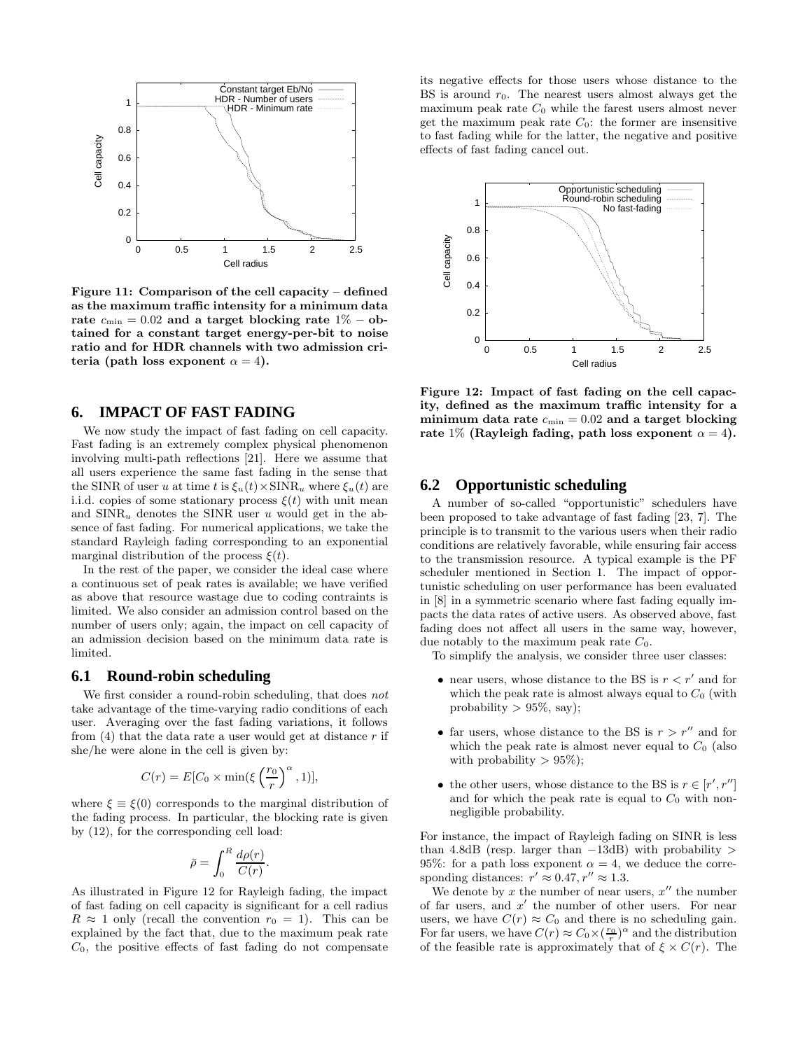Figure 11: Comparison of the cell capacity – defined as the maximum traffic intensity for a minimum data rate $c_{\min} = 0.02$ and a target blocking rate 1% – obtained for a constant target energy-per-bit to noise ratio and for HDR channels with two admission criteria (path loss exponent $\alpha = 4$).

## 6. IMPACT OF FAST FADING

We now study the impact of fast fading on cell capacity. Fast fading is an extremely complex physical phenomenon involving multi-path reflections [21]. Here we assume that all users experience the same fast fading in the sense that the SINR of user $u$ at time $t$ is $\xi_u(t) \times \mathrm{SINR}_u$ where $\xi_u(t)$ are i.i.d. copies of some stationary process $\xi(t)$ with unit mean and $\mathrm{SINR}_u$ denotes the SINR user $u$ would get in the absence of fast fading. For numerical applications, we take the standard Rayleigh fading corresponding to an exponential marginal distribution of the process $\xi(t)$.

In the rest of the paper, we consider the ideal case where a continuous set of peak rates is available; we have verified as above that resource wastage due to coding contraints is limited. We also consider an admission control based on the number of users only; again, the impact on cell capacity of an admission decision based on the minimum data rate is limited.

### 6.1 Round-robin scheduling

We first consider a round-robin scheduling, that does *not* take advantage of the time-varying radio conditions of each user. Averaging over the fast fading variations, it follows from (4) that the data rate a user would get at distance $r$ if she/he were alone in the cell is given by:

$$C(r) = E[C_0 \times \min(\xi \left(\frac{r_0}{r}\right)^{\alpha}, 1)],$$

where $\xi \equiv \xi(0)$ corresponds to the marginal distribution of the fading process. In particular, the blocking rate is given by (12), for the corresponding cell load:

$$\bar{\rho} = \int_0^R \frac{d\rho(r)}{C(r)}.$$

As illustrated in Figure 12 for Rayleigh fading, the impact of fast fading on cell capacity is significant for a cell radius $R \approx 1$ only (recall the convention $r_0 = 1$). This can be explained by the fact that, due to the maximum peak rate $C_0$, the positive effects of fast fading do not compensate its negative effects for those users whose distance to the BS is around $r_0$. The nearest users almost always get the maximum peak rate $C_0$ while the farest users almost never get the maximum peak rate $C_0$: the former are insensitive to fast fading while for the latter, the negative and positive effects of fast fading cancel out.

Figure 12: Impact of fast fading on the cell capacity, defined as the maximum traffic intensity for a minimum data rate $c_{\min} = 0.02$ and a target blocking rate 1% (Rayleigh fading, path loss exponent $\alpha = 4$).

### 6.2 Opportunistic scheduling

A number of so-called "opportunistic" schedulers have been proposed to take advantage of fast fading [23, 7]. The principle is to transmit to the various users when their radio conditions are relatively favorable, while ensuring fair access to the transmission resource. A typical example is the PF scheduler mentioned in Section 1. The impact of opportunistic scheduling on user performance has been evaluated in [8] in a symmetric scenario where fast fading equally impacts the data rates of active users. As observed above, fast fading does not affect all users in the same way, however, due notably to the maximum peak rate $C_0$.

To simplify the analysis, we consider three user classes:

- near users, whose distance to the BS is $r < r'$ and for which the peak rate is almost always equal to $C_0$ (with probability $> 95\%$, say);
- far users, whose distance to the BS is $r > r''$ and for which the peak rate is almost never equal to $C_0$ (also with probability $> 95\%$);
- the other users, whose distance to the BS is $r \in [r', r'']$ and for which the peak rate is equal to $C_0$ with non-negligible probability.

For instance, the impact of Rayleigh fading on SINR is less than 4.8dB (resp. larger than $-13$dB) with probability $> 95\%$: for a path loss exponent $\alpha = 4$, we deduce the corresponding distances: $r' \approx 0.47, r'' \approx 1.3$.

We denote by $x$ the number of near users, $x''$ the number of far users, and $x'$ the number of other users. For near users, we have $C(r) \approx C_0$ and there is no scheduling gain. For far users, we have $C(r) \approx C_0 \times (\frac{r_0}{r})^{\alpha}$ and the distribution of the feasible rate is approximately that of $\xi \times C(r)$. The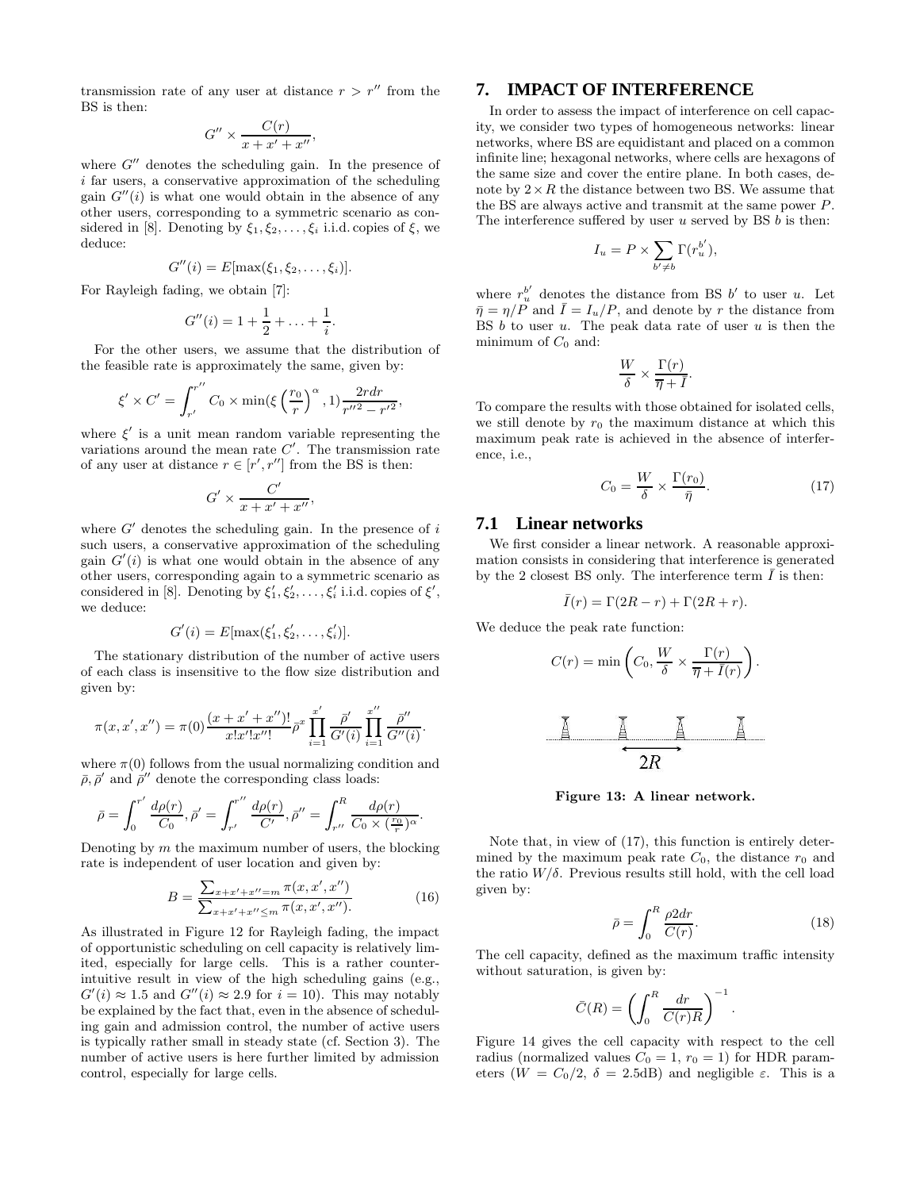transmission rate of any user at distance $r > r''$ from the BS is then:

$$G'' \times \frac{C(r)}{x + x' + x''},$$

where $G''$ denotes the scheduling gain. In the presence of $i$ far users, a conservative approximation of the scheduling gain $G''(i)$ is what one would obtain in the absence of any other users, corresponding to a symmetric scenario as considered in [8]. Denoting by $\xi_1, \xi_2, \ldots, \xi_i$ i.i.d. copies of $\xi$, we deduce:

$$G''(i) = E[\max(\xi_1, \xi_2, \ldots, \xi_i)].$$

For Rayleigh fading, we obtain [7]:

$$G''(i) = 1 + \frac{1}{2} + \ldots + \frac{1}{i}.$$

For the other users, we assume that the distribution of the feasible rate is approximately the same, given by:

$$\xi' \times C' = \int_{r'}^{r''} C_0 \times \min(\xi \left(\frac{r_0}{r}\right)^\alpha, 1) \frac{2rdr}{r''^2 - r'^2},$$

where $\xi'$ is a unit mean random variable representing the variations around the mean rate $C'$. The transmission rate of any user at distance $r \in [r', r'']$ from the BS is then:

$$G' \times \frac{C'}{x + x' + x''},$$

where $G'$ denotes the scheduling gain. In the presence of $i$ such users, a conservative approximation of the scheduling gain $G'(i)$ is what one would obtain in the absence of any other users, corresponding again to a symmetric scenario as considered in [8]. Denoting by $\xi'_1, \xi'_2, \ldots, \xi'_i$ i.i.d. copies of $\xi'$, we deduce:

$$G'(i) = E[\max(\xi'_1, \xi'_2, \ldots, \xi'_i)].$$

The stationary distribution of the number of active users of each class is insensitive to the flow size distribution and given by:

$$\pi(x, x', x'') = \pi(0) \frac{(x + x' + x'')!}{x!x'!x''!} \bar{\rho}^x \prod_{i=1}^{x'} \frac{\bar{\rho}'}{G'(i)} \prod_{i=1}^{x''} \frac{\bar{\rho}''}{G''(i)}.$$

where $\pi(0)$ follows from the usual normalizing condition and $\bar{\rho}, \bar{\rho}'$ and $\bar{\rho}''$ denote the corresponding class loads:

$$\bar{\rho} = \int_0^{r'} \frac{d\rho(r)}{C_0}, \bar{\rho}' = \int_{r'}^{r''} \frac{d\rho(r)}{C'}, \bar{\rho}'' = \int_{r''}^{R} \frac{d\rho(r)}{C_0 \times (\frac{r_0}{r})^\alpha}.$$

Denoting by $m$ the maximum number of users, the blocking rate is independent of user location and given by:

$$B = \frac{\sum_{x+x'+x''=m} \pi(x, x', x'')}{\sum_{x+x'+x'' \leq m} \pi(x, x', x'')}. \quad (16)$$

As illustrated in Figure 12 for Rayleigh fading, the impact of opportunistic scheduling on cell capacity is relatively limited, especially for large cells. This is a rather counter-intuitive result in view of the high scheduling gains (e.g., $G'(i) \approx 1.5$ and $G''(i) \approx 2.9$ for $i = 10$). This may notably be explained by the fact that, even in the absence of scheduling gain and admission control, the number of active users is typically rather small in steady state (cf. Section 3). The number of active users is here further limited by admission control, especially for large cells.

## 7. IMPACT OF INTERFERENCE

In order to assess the impact of interference on cell capacity, we consider two types of homogeneous networks: linear networks, where BS are equidistant and placed on a common infinite line; hexagonal networks, where cells are hexagons of the same size and cover the entire plane. In both cases, denote by $2 \times R$ the distance between two BS. We assume that the BS are always active and transmit at the same power $P$. The interference suffered by user $u$ served by BS $b$ is then:

$$I_u = P \times \sum_{b' \neq b} \Gamma(r_u^{b'}),$$

where $r_u^{b'}$ denotes the distance from BS $b'$ to user $u$. Let $\bar{\eta} = \eta/P$ and $\bar{I} = I_u/P$, and denote by $r$ the distance from BS $b$ to user $u$. The peak data rate of user $u$ is then the minimum of $C_0$ and:

$$\frac{W}{\delta} \times \frac{\Gamma(r)}{\overline{\eta} + \bar{I}}.$$

To compare the results with those obtained for isolated cells, we still denote by $r_0$ the maximum distance at which this maximum peak rate is achieved in the absence of interference, i.e.,

$$C_0 = \frac{W}{\delta} \times \frac{\Gamma(r_0)}{\bar{\eta}}. \quad (17)$$

### 7.1 Linear networks

We first consider a linear network. A reasonable approximation consists in considering that interference is generated by the 2 closest BS only. The interference term $\bar{I}$ is then:

$$\bar{I}(r) = \Gamma(2R - r) + \Gamma(2R + r).$$

We deduce the peak rate function:

$$C(r) = \min\left(C_0, \frac{W}{\delta} \times \frac{\Gamma(r)}{\overline{\eta} + \bar{I}(r)}\right).$$

Figure 13: A linear network.

Note that, in view of (17), this function is entirely determined by the maximum peak rate $C_0$, the distance $r_0$ and the ratio $W/\delta$. Previous results still hold, with the cell load given by:

$$\bar{\rho} = \int_0^R \frac{\rho 2dr}{C(r)}. \quad (18)$$

The cell capacity, defined as the maximum traffic intensity without saturation, is given by:

$$\bar{C}(R) = \left(\int_0^R \frac{dr}{C(r)R}\right)^{-1}.$$

Figure 14 gives the cell capacity with respect to the cell radius (normalized values $C_0 = 1$, $r_0 = 1$) for HDR parameters ($W = C_0/2$, $\delta = 2.5$dB) and negligible $\varepsilon$. This is a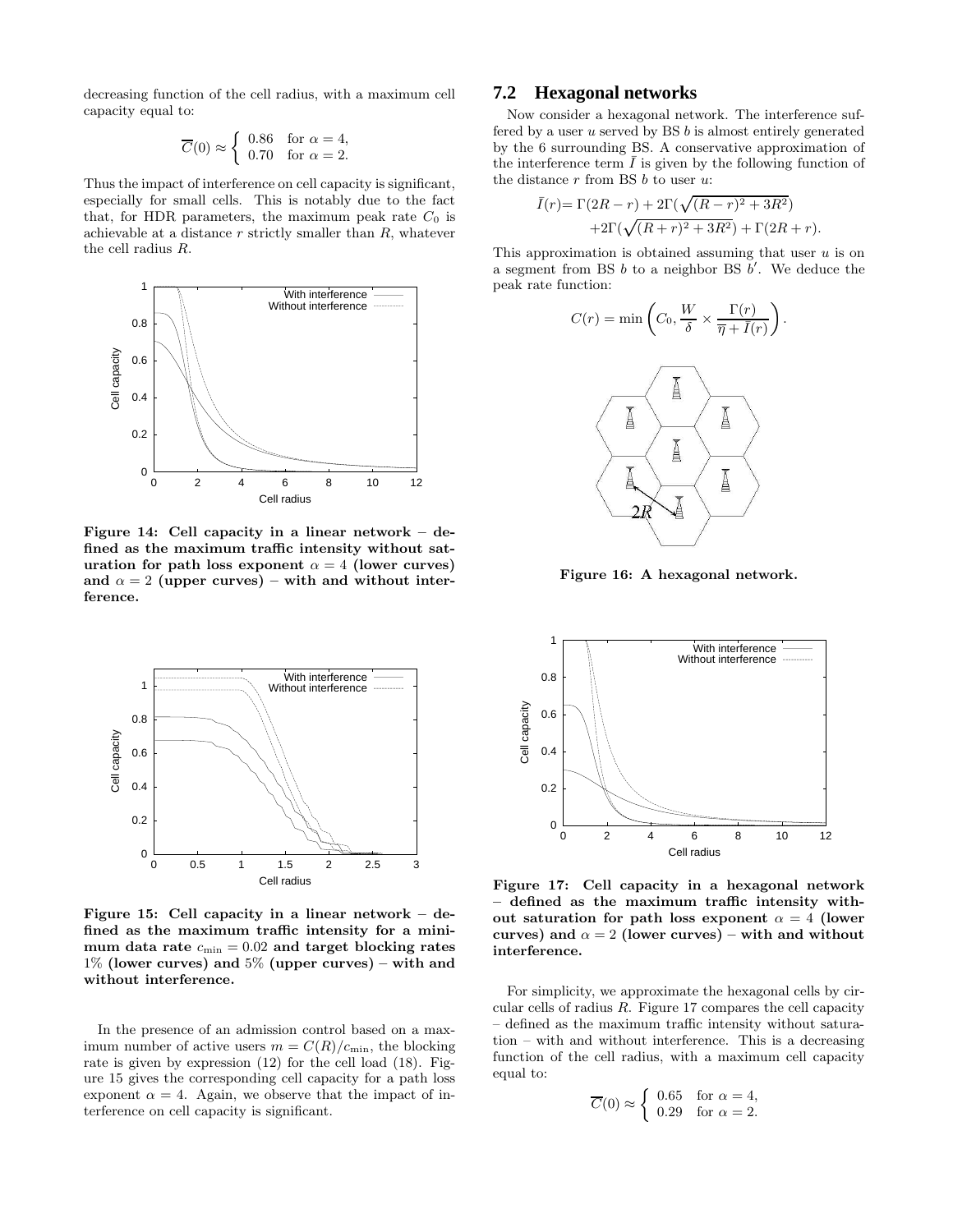decreasing function of the cell radius, with a maximum cell capacity equal to:

$$\overline{C}(0) \approx \begin{cases} 0.86 & \text{for } \alpha = 4, \\ 0.70 & \text{for } \alpha = 2. \end{cases}$$

Thus the impact of interference on cell capacity is significant, especially for small cells. This is notably due to the fact that, for HDR parameters, the maximum peak rate $C_0$ is achievable at a distance $r$ strictly smaller than $R$, whatever the cell radius $R$.

**Figure 14: Cell capacity in a linear network – defined as the maximum traffic intensity without saturation for path loss exponent $\alpha = 4$ (lower curves) and $\alpha = 2$ (upper curves) – with and without interference.**

**Figure 15: Cell capacity in a linear network – defined as the maximum traffic intensity for a minimum data rate $c_{\min} = 0.02$ and target blocking rates 1% (lower curves) and 5% (upper curves) – with and without interference.**

In the presence of an admission control based on a maximum number of active users $m = C(R)/c_{\min}$, the blocking rate is given by expression (12) for the cell load (18). Figure 15 gives the corresponding cell capacity for a path loss exponent $\alpha = 4$. Again, we observe that the impact of interference on cell capacity is significant.

## 7.2 Hexagonal networks

Now consider a hexagonal network. The interference suffered by a user $u$ served by BS $b$ is almost entirely generated by the 6 surrounding BS. A conservative approximation of the interference term $\bar{I}$ is given by the following function of the distance $r$ from BS $b$ to user $u$:

$$\begin{aligned}\bar{I}(r) = & \Gamma(2R - r) + 2\Gamma(\sqrt{(R-r)^2 + 3R^2}) \\ & + 2\Gamma(\sqrt{(R+r)^2 + 3R^2}) + \Gamma(2R + r).\end{aligned}$$

This approximation is obtained assuming that user $u$ is on a segment from BS $b$ to a neighbor BS $b'$. We deduce the peak rate function:

$$C(r) = \min\left(C_0, \frac{W}{\delta} \times \frac{\Gamma(r)}{\overline{\eta} + \bar{I}(r)}\right).$$

**Figure 16: A hexagonal network.**

**Figure 17: Cell capacity in a hexagonal network – defined as the maximum traffic intensity without saturation for path loss exponent $\alpha = 4$ (lower curves) and $\alpha = 2$ (lower curves) – with and without interference.**

For simplicity, we approximate the hexagonal cells by circular cells of radius $R$. Figure 17 compares the cell capacity – defined as the maximum traffic intensity without saturation – with and without interference. This is a decreasing function of the cell radius, with a maximum cell capacity equal to:

$$\overline{C}(0) \approx \begin{cases} 0.65 & \text{for } \alpha = 4, \\ 0.29 & \text{for } \alpha = 2. \end{cases}$$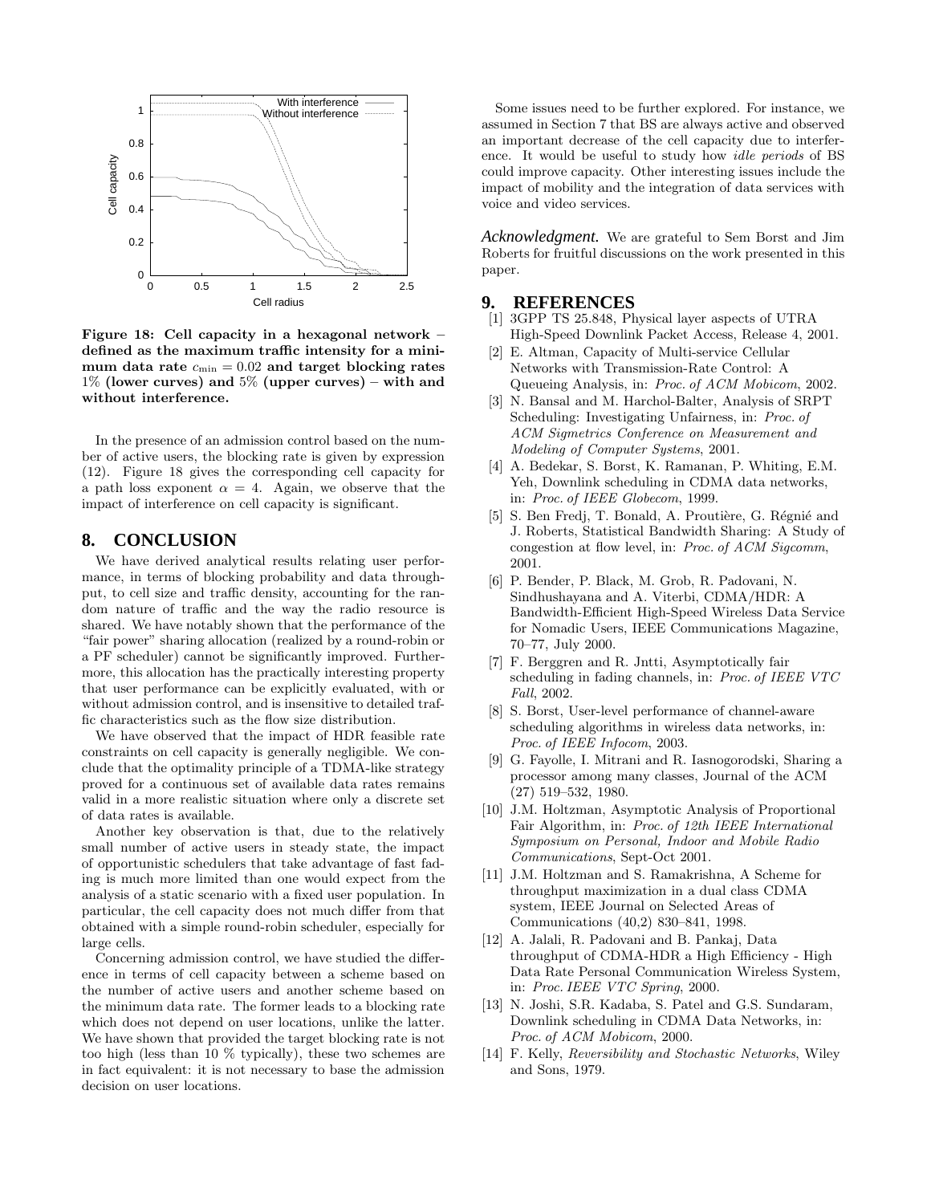With interference
Without interference

Cell capacity

1
0.8
0.6
0.4
0.2
0

0 0.5 1 1.5 2 2.5

Cell radius

**Figure 18: Cell capacity in a hexagonal network – defined as the maximum traffic intensity for a minimum data rate $c_{\min} = 0.02$ and target blocking rates 1% (lower curves) and 5% (upper curves) – with and without interference.**

In the presence of an admission control based on the number of active users, the blocking rate is given by expression (12). Figure 18 gives the corresponding cell capacity for a path loss exponent $\alpha = 4$. Again, we observe that the impact of interference on cell capacity is significant.

## 8. CONCLUSION

We have derived analytical results relating user performance, in terms of blocking probability and data throughput, to cell size and traffic density, accounting for the random nature of traffic and the way the radio resource is shared. We have notably shown that the performance of the "fair power" sharing allocation (realized by a round-robin or a PF scheduler) cannot be significantly improved. Furthermore, this allocation has the practically interesting property that user performance can be explicitly evaluated, with or without admission control, and is insensitive to detailed traffic characteristics such as the flow size distribution.

We have observed that the impact of HDR feasible rate constraints on cell capacity is generally negligible. We conclude that the optimality principle of a TDMA-like strategy proved for a continuous set of available data rates remains valid in a more realistic situation where only a discrete set of data rates is available.

Another key observation is that, due to the relatively small number of active users in steady state, the impact of opportunistic schedulers that take advantage of fast fading is much more limited than one would expect from the analysis of a static scenario with a fixed user population. In particular, the cell capacity does not much differ from that obtained with a simple round-robin scheduler, especially for large cells.

Concerning admission control, we have studied the difference in terms of cell capacity between a scheme based on the number of active users and another scheme based on the minimum data rate. The former leads to a blocking rate which does not depend on user locations, unlike the latter. We have shown that provided the target blocking rate is not too high (less than 10 % typically), these two schemes are in fact equivalent: it is not necessary to base the admission decision on user locations.

Some issues need to be further explored. For instance, we assumed in Section 7 that BS are always active and observed an important decrease of the cell capacity due to interference. It would be useful to study how *idle periods* of BS could improve capacity. Other interesting issues include the impact of mobility and the integration of data services with voice and video services.

***Acknowledgment.*** We are grateful to Sem Borst and Jim Roberts for fruitful discussions on the work presented in this paper.

## 9. REFERENCES

[1] 3GPP TS 25.848, Physical layer aspects of UTRA High-Speed Downlink Packet Access, Release 4, 2001.

[2] E. Altman, Capacity of Multi-service Cellular Networks with Transmission-Rate Control: A Queueing Analysis, in: *Proc. of ACM Mobicom*, 2002.

[3] N. Bansal and M. Harchol-Balter, Analysis of SRPT Scheduling: Investigating Unfairness, in: *Proc. of ACM Sigmetrics Conference on Measurement and Modeling of Computer Systems*, 2001.

[4] A. Bedekar, S. Borst, K. Ramanan, P. Whiting, E.M. Yeh, Downlink scheduling in CDMA data networks, in: *Proc. of IEEE Globecom*, 1999.

[5] S. Ben Fredj, T. Bonald, A. Proutière, G. Régnié and J. Roberts, Statistical Bandwidth Sharing: A Study of congestion at flow level, in: *Proc. of ACM Sigcomm*, 2001.

[6] P. Bender, P. Black, M. Grob, R. Padovani, N. Sindhushayana and A. Viterbi, CDMA/HDR: A Bandwidth-Efficient High-Speed Wireless Data Service for Nomadic Users, IEEE Communications Magazine, 70–77, July 2000.

[7] F. Berggren and R. Jntti, Asymptotically fair scheduling in fading channels, in: *Proc. of IEEE VTC Fall*, 2002.

[8] S. Borst, User-level performance of channel-aware scheduling algorithms in wireless data networks, in: *Proc. of IEEE Infocom*, 2003.

[9] G. Fayolle, I. Mitrani and R. Iasnogorodski, Sharing a processor among many classes, Journal of the ACM (27) 519–532, 1980.

[10] J.M. Holtzman, Asymptotic Analysis of Proportional Fair Algorithm, in: *Proc. of 12th IEEE International Symposium on Personal, Indoor and Mobile Radio Communications*, Sept-Oct 2001.

[11] J.M. Holtzman and S. Ramakrishna, A Scheme for throughput maximization in a dual class CDMA system, IEEE Journal on Selected Areas of Communications (40,2) 830–841, 1998.

[12] A. Jalali, R. Padovani and B. Pankaj, Data throughput of CDMA-HDR a High Efficiency - High Data Rate Personal Communication Wireless System, in: *Proc. IEEE VTC Spring*, 2000.

[13] N. Joshi, S.R. Kadaba, S. Patel and G.S. Sundaram, Downlink scheduling in CDMA Data Networks, in: *Proc. of ACM Mobicom*, 2000.

[14] F. Kelly, *Reversibility and Stochastic Networks*, Wiley and Sons, 1979.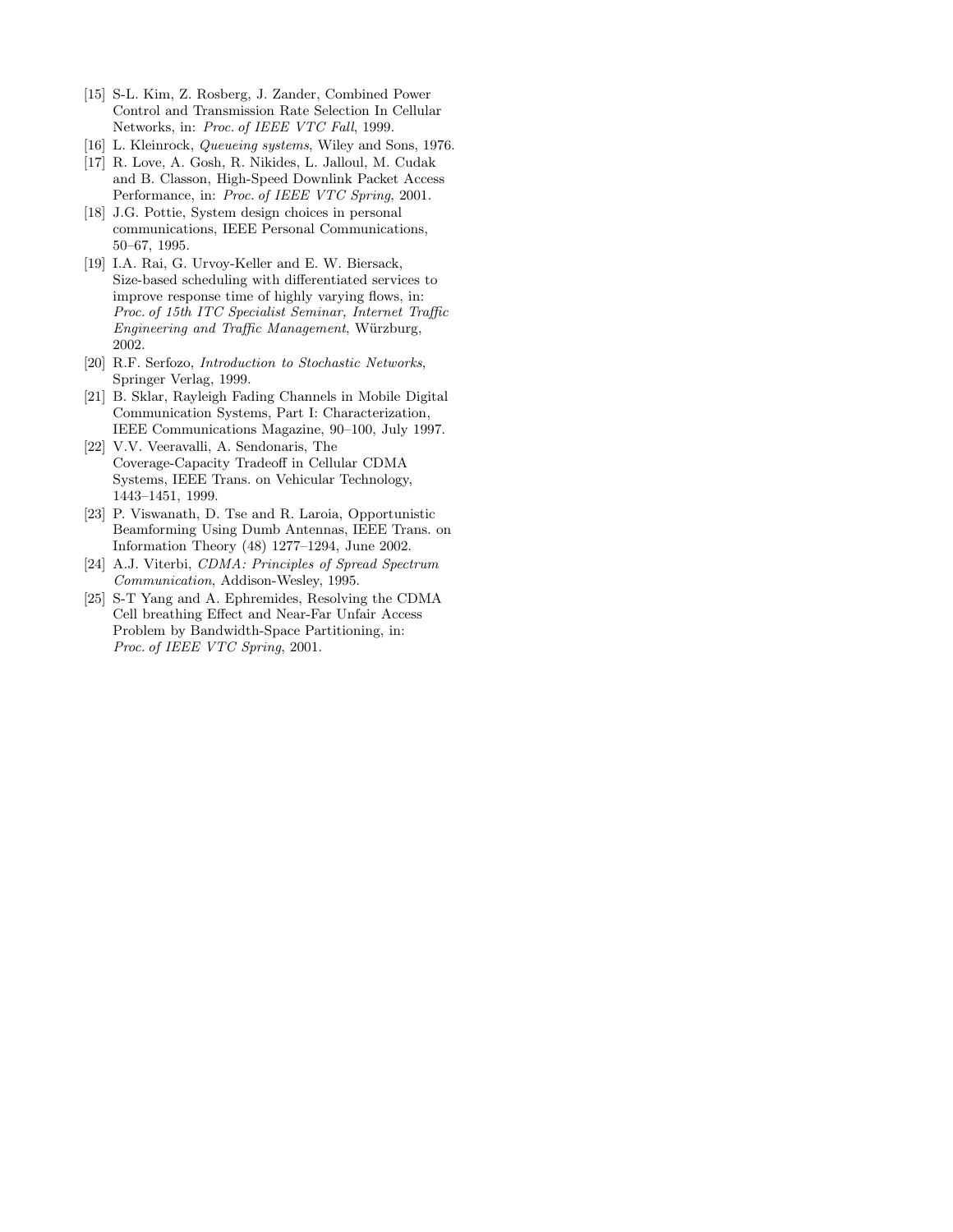[15] S-L. Kim, Z. Rosberg, J. Zander, Combined Power Control and Transmission Rate Selection In Cellular Networks, in: *Proc. of IEEE VTC Fall*, 1999.

[16] L. Kleinrock, *Queueing systems*, Wiley and Sons, 1976.

[17] R. Love, A. Gosh, R. Nikides, L. Jalloul, M. Cudak and B. Classon, High-Speed Downlink Packet Access Performance, in: *Proc. of IEEE VTC Spring*, 2001.

[18] J.G. Pottie, System design choices in personal communications, IEEE Personal Communications, 50–67, 1995.

[19] I.A. Rai, G. Urvoy-Keller and E. W. Biersack, Size-based scheduling with differentiated services to improve response time of highly varying flows, in: *Proc. of 15th ITC Specialist Seminar, Internet Traffic Engineering and Traffic Management*, Würzburg, 2002.

[20] R.F. Serfozo, *Introduction to Stochastic Networks*, Springer Verlag, 1999.

[21] B. Sklar, Rayleigh Fading Channels in Mobile Digital Communication Systems, Part I: Characterization, IEEE Communications Magazine, 90–100, July 1997.

[22] V.V. Veeravalli, A. Sendonaris, The Coverage-Capacity Tradeoff in Cellular CDMA Systems, IEEE Trans. on Vehicular Technology, 1443–1451, 1999.

[23] P. Viswanath, D. Tse and R. Laroia, Opportunistic Beamforming Using Dumb Antennas, IEEE Trans. on Information Theory (48) 1277–1294, June 2002.

[24] A.J. Viterbi, *CDMA: Principles of Spread Spectrum Communication*, Addison-Wesley, 1995.

[25] S-T Yang and A. Ephremides, Resolving the CDMA Cell breathing Effect and Near-Far Unfair Access Problem by Bandwidth-Space Partitioning, in: *Proc. of IEEE VTC Spring*, 2001.